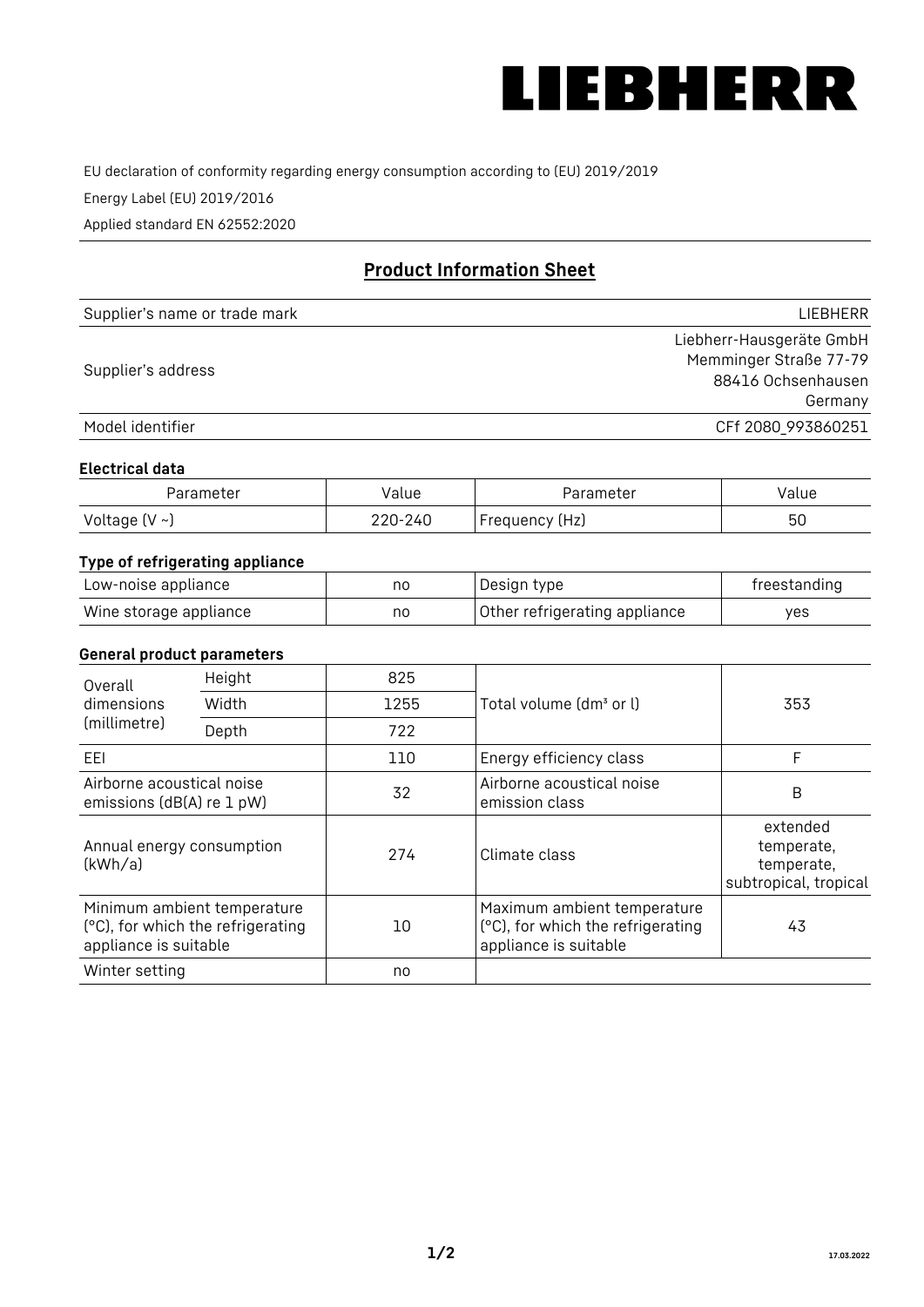LIEBHERR

EU declaration of conformity regarding energy consumption according to (EU) 2019/2019

Energy Label (EU) 2019/2016

Applied standard EN 62552:2020

## Product Information Sheet

| Supplier's name or trade mark | LIEBHERR |
|---|---|
| Supplier's address | Liebherr-Hausgeräte GmbH<br>Memminger Straße 77-79<br>88416 Ochsenhausen<br>Germany |
| Model identifier | CFf 2080_993860251 |

### Electrical data

| Parameter | Value | Parameter | Value |
|---|---|---|---|
| Voltage (V ~) | 220-240 | Frequency (Hz) | 50 |

### Type of refrigerating appliance

| Low-noise appliance | no | Design type | freestanding |
|---|---|---|---|
| Wine storage appliance | no | Other refrigerating appliance | yes |

### General product parameters

| Overall dimensions (millimetre) | Height | 825 | Total volume (dm³ or l) | 353 |
|---|---|---|---|---|
| | Width | 1255 | | |
| | Depth | 722 | | |
| EEI | | 110 | Energy efficiency class | F |
| Airborne acoustical noise emissions (dB(A) re 1 pW) | | 32 | Airborne acoustical noise emission class | B |
| Annual energy consumption (kWh/a) | | 274 | Climate class | extended temperate, temperate, subtropical, tropical |
| Minimum ambient temperature (°C), for which the refrigerating appliance is suitable | | 10 | Maximum ambient temperature (°C), for which the refrigerating appliance is suitable | 43 |
| Winter setting | | no | | |

17.03.2022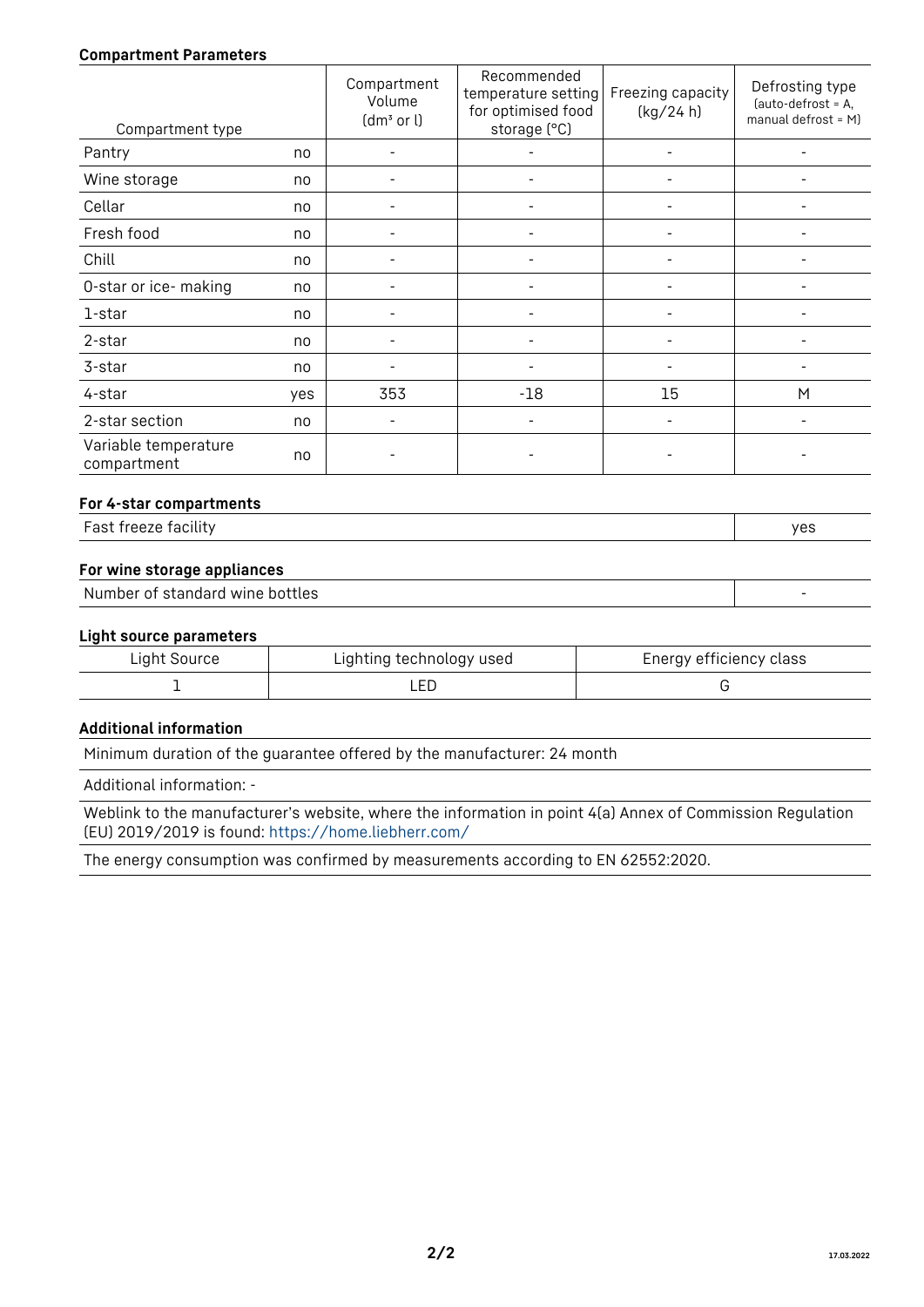**Compartment Parameters**

| Compartment type | | Compartment Volume (dm³ or l) | Recommended temperature setting for optimised food storage (°C) | Freezing capacity (kg/24 h) | Defrosting type (auto-defrost = A, manual defrost = M) |
|---|---|---|---|---|---|
| Pantry | no | - | - | - | - |
| Wine storage | no | - | - | - | - |
| Cellar | no | - | - | - | - |
| Fresh food | no | - | - | - | - |
| Chill | no | - | - | - | - |
| 0-star or ice- making | no | - | - | - | - |
| 1-star | no | - | - | - | - |
| 2-star | no | - | - | - | - |
| 3-star | no | - | - | - | - |
| 4-star | yes | 353 | -18 | 15 | M |
| 2-star section | no | - | - | - | - |
| Variable temperature compartment | no | - | - | - | - |

**For 4-star compartments**

| | |
|---|---|
| Fast freeze facility | yes |

**For wine storage appliances**

| | |
|---|---|
| Number of standard wine bottles | - |

**Light source parameters**

| Light Source | Lighting technology used | Energy efficiency class |
|---|---|---|
| 1 | LED | G |

**Additional information**

Minimum duration of the guarantee offered by the manufacturer: 24 month

Additional information: -

Weblink to the manufacturer's website, where the information in point 4(a) Annex of Commission Regulation (EU) 2019/2019 is found: https://home.liebherr.com/

The energy consumption was confirmed by measurements according to EN 62552:2020.

17.03.2022